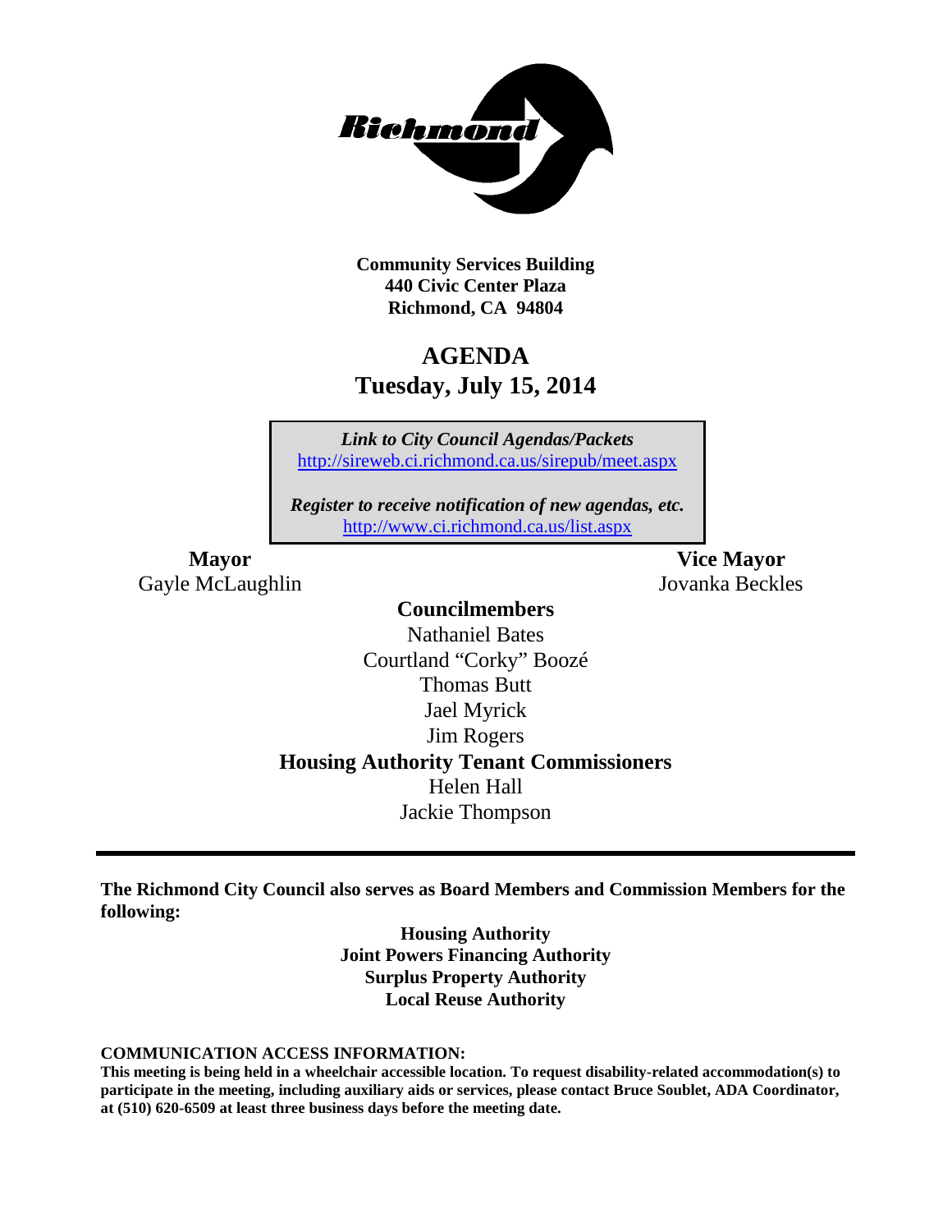**Community Services Building**
**440 Civic Center Plaza**
**Richmond, CA 94804**

# AGENDA
## Tuesday, July 15, 2014

*Link to City Council Agendas/Packets*
http://sireweb.ci.richmond.ca.us/sirepub/meet.aspx

*Register to receive notification of new agendas, etc.*
http://www.ci.richmond.ca.us/list.aspx

**Mayor**
Gayle McLaughlin

**Vice Mayor**
Jovanka Beckles

**Councilmembers**
Nathaniel Bates
Courtland "Corky" Boozé
Thomas Butt
Jael Myrick
Jim Rogers

**Housing Authority Tenant Commissioners**
Helen Hall
Jackie Thompson

---

**The Richmond City Council also serves as Board Members and Commission Members for the following:**

**Housing Authority**
**Joint Powers Financing Authority**
**Surplus Property Authority**
**Local Reuse Authority**

**COMMUNICATION ACCESS INFORMATION:**
**This meeting is being held in a wheelchair accessible location. To request disability-related accommodation(s) to participate in the meeting, including auxiliary aids or services, please contact Bruce Soublet, ADA Coordinator, at (510) 620-6509 at least three business days before the meeting date.**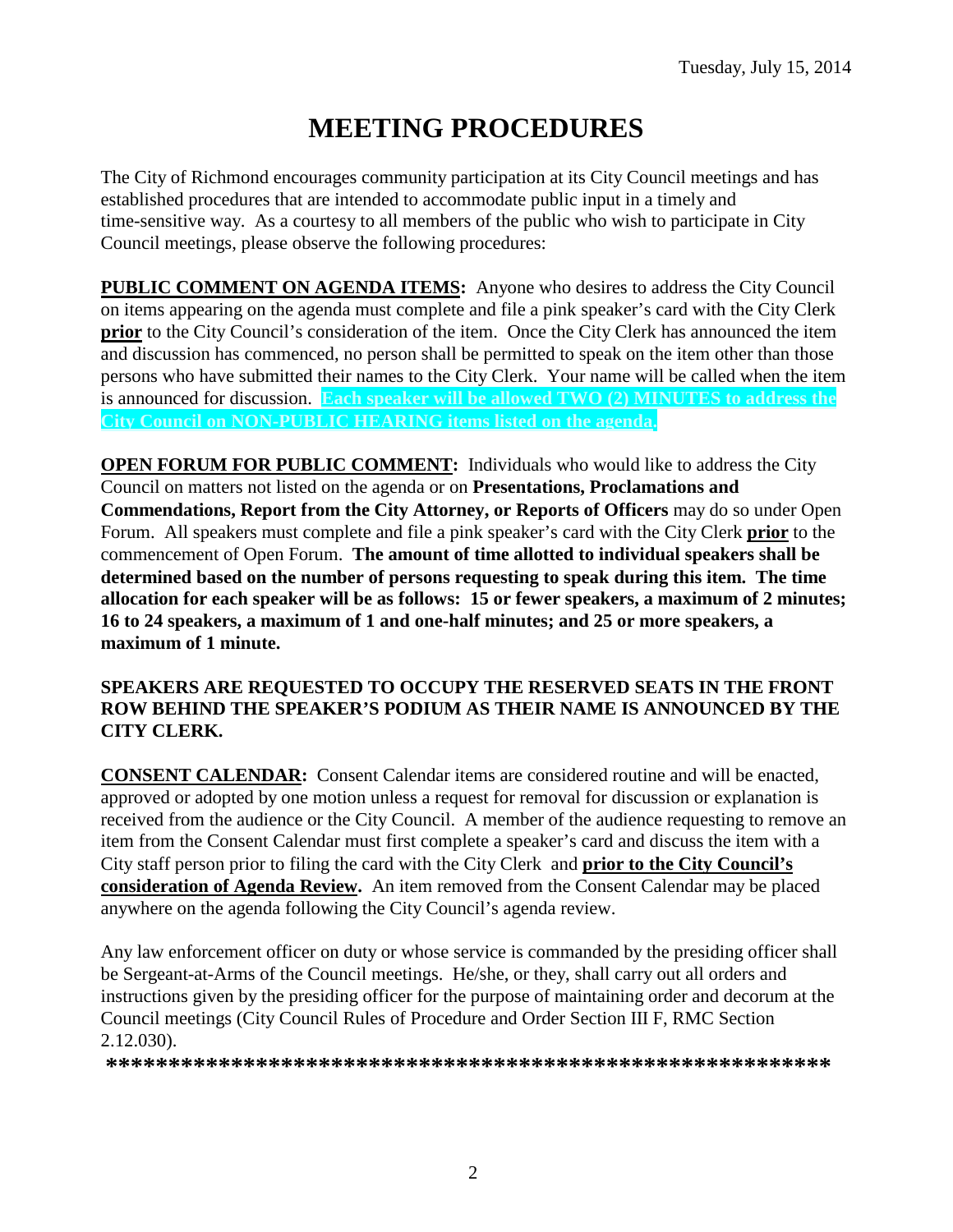Tuesday, July 15, 2014

# MEETING PROCEDURES

The City of Richmond encourages community participation at its City Council meetings and has established procedures that are intended to accommodate public input in a timely and time-sensitive way. As a courtesy to all members of the public who wish to participate in City Council meetings, please observe the following procedures:

**PUBLIC COMMENT ON AGENDA ITEMS:** Anyone who desires to address the City Council on items appearing on the agenda must complete and file a pink speaker's card with the City Clerk **prior** to the City Council's consideration of the item. Once the City Clerk has announced the item and discussion has commenced, no person shall be permitted to speak on the item other than those persons who have submitted their names to the City Clerk. Your name will be called when the item is announced for discussion. **Each speaker will be allowed TWO (2) MINUTES to address the City Council on NON-PUBLIC HEARING items listed on the agenda.**

**OPEN FORUM FOR PUBLIC COMMENT:** Individuals who would like to address the City Council on matters not listed on the agenda or on **Presentations, Proclamations and Commendations, Report from the City Attorney, or Reports of Officers** may do so under Open Forum. All speakers must complete and file a pink speaker's card with the City Clerk **prior** to the commencement of Open Forum. **The amount of time allotted to individual speakers shall be determined based on the number of persons requesting to speak during this item. The time allocation for each speaker will be as follows: 15 or fewer speakers, a maximum of 2 minutes; 16 to 24 speakers, a maximum of 1 and one-half minutes; and 25 or more speakers, a maximum of 1 minute.**

**SPEAKERS ARE REQUESTED TO OCCUPY THE RESERVED SEATS IN THE FRONT ROW BEHIND THE SPEAKER'S PODIUM AS THEIR NAME IS ANNOUNCED BY THE CITY CLERK.**

**CONSENT CALENDAR:** Consent Calendar items are considered routine and will be enacted, approved or adopted by one motion unless a request for removal for discussion or explanation is received from the audience or the City Council. A member of the audience requesting to remove an item from the Consent Calendar must first complete a speaker's card and discuss the item with a City staff person prior to filing the card with the City Clerk and **prior to the City Council's consideration of Agenda Review.** An item removed from the Consent Calendar may be placed anywhere on the agenda following the City Council's agenda review.

Any law enforcement officer on duty or whose service is commanded by the presiding officer shall be Sergeant-at-Arms of the Council meetings. He/she, or they, shall carry out all orders and instructions given by the presiding officer for the purpose of maintaining order and decorum at the Council meetings (City Council Rules of Procedure and Order Section III F, RMC Section 2.12.030).

**\*\*\*\*\*\*\*\*\*\*\*\*\*\*\*\*\*\*\*\*\*\*\*\*\*\*\*\*\*\*\*\*\*\*\*\*\*\*\*\*\*\*\*\*\*\*\*\*\*\*\*\*\*\*\*\*\*\*\*\***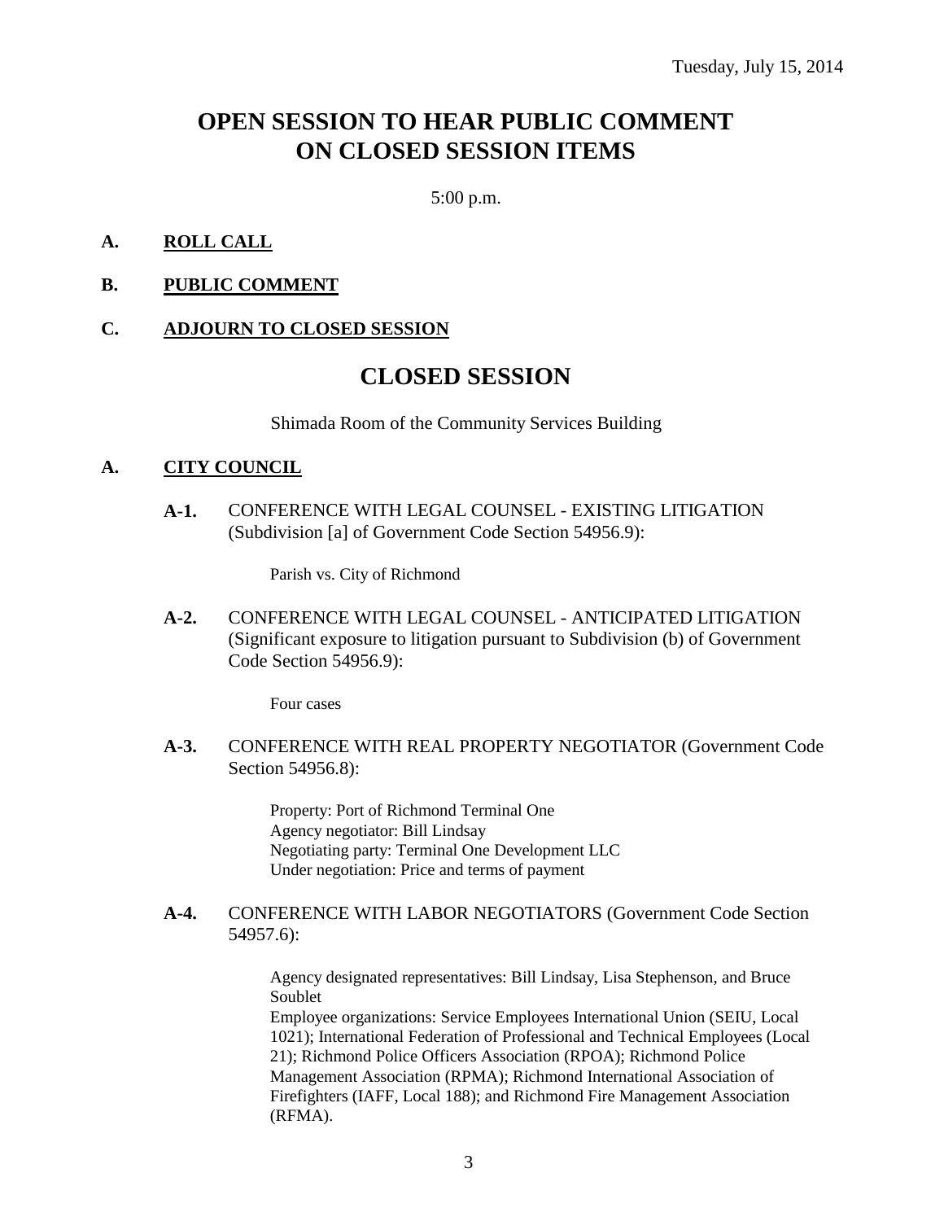Tuesday, July 15, 2014

# OPEN SESSION TO HEAR PUBLIC COMMENT ON CLOSED SESSION ITEMS

5:00 p.m.

**A.** **ROLL CALL**

**B.** **PUBLIC COMMENT**

**C.** **ADJOURN TO CLOSED SESSION**

# CLOSED SESSION

Shimada Room of the Community Services Building

**A.** **CITY COUNCIL**

**A-1.** CONFERENCE WITH LEGAL COUNSEL - EXISTING LITIGATION (Subdivision [a] of Government Code Section 54956.9):

Parish vs. City of Richmond

**A-2.** CONFERENCE WITH LEGAL COUNSEL - ANTICIPATED LITIGATION (Significant exposure to litigation pursuant to Subdivision (b) of Government Code Section 54956.9):

Four cases

**A-3.** CONFERENCE WITH REAL PROPERTY NEGOTIATOR (Government Code Section 54956.8):

Property: Port of Richmond Terminal One
Agency negotiator: Bill Lindsay
Negotiating party: Terminal One Development LLC
Under negotiation: Price and terms of payment

**A-4.** CONFERENCE WITH LABOR NEGOTIATORS (Government Code Section 54957.6):

Agency designated representatives: Bill Lindsay, Lisa Stephenson, and Bruce Soublet
Employee organizations: Service Employees International Union (SEIU, Local 1021); International Federation of Professional and Technical Employees (Local 21); Richmond Police Officers Association (RPOA); Richmond Police Management Association (RPMA); Richmond International Association of Firefighters (IAFF, Local 188); and Richmond Fire Management Association (RFMA).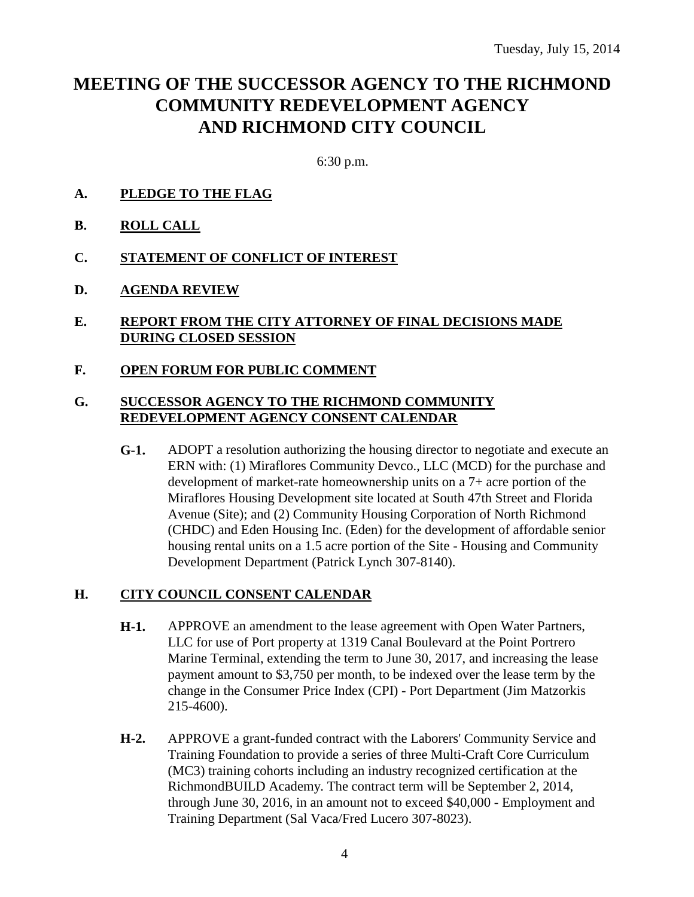Tuesday, July 15, 2014

# MEETING OF THE SUCCESSOR AGENCY TO THE RICHMOND COMMUNITY REDEVELOPMENT AGENCY AND RICHMOND CITY COUNCIL

6:30 p.m.

**A. PLEDGE TO THE FLAG**

**B. ROLL CALL**

**C. STATEMENT OF CONFLICT OF INTEREST**

**D. AGENDA REVIEW**

**E. REPORT FROM THE CITY ATTORNEY OF FINAL DECISIONS MADE DURING CLOSED SESSION**

**F. OPEN FORUM FOR PUBLIC COMMENT**

**G. SUCCESSOR AGENCY TO THE RICHMOND COMMUNITY REDEVELOPMENT AGENCY CONSENT CALENDAR**

**G-1.** ADOPT a resolution authorizing the housing director to negotiate and execute an ERN with: (1) Miraflores Community Devco., LLC (MCD) for the purchase and development of market-rate homeownership units on a 7+ acre portion of the Miraflores Housing Development site located at South 47th Street and Florida Avenue (Site); and (2) Community Housing Corporation of North Richmond (CHDC) and Eden Housing Inc. (Eden) for the development of affordable senior housing rental units on a 1.5 acre portion of the Site - Housing and Community Development Department (Patrick Lynch 307-8140).

**H. CITY COUNCIL CONSENT CALENDAR**

**H-1.** APPROVE an amendment to the lease agreement with Open Water Partners, LLC for use of Port property at 1319 Canal Boulevard at the Point Portrero Marine Terminal, extending the term to June 30, 2017, and increasing the lease payment amount to $3,750 per month, to be indexed over the lease term by the change in the Consumer Price Index (CPI) - Port Department (Jim Matzorkis 215-4600).

**H-2.** APPROVE a grant-funded contract with the Laborers' Community Service and Training Foundation to provide a series of three Multi-Craft Core Curriculum (MC3) training cohorts including an industry recognized certification at the RichmondBUILD Academy. The contract term will be September 2, 2014, through June 30, 2016, in an amount not to exceed $40,000 - Employment and Training Department (Sal Vaca/Fred Lucero 307-8023).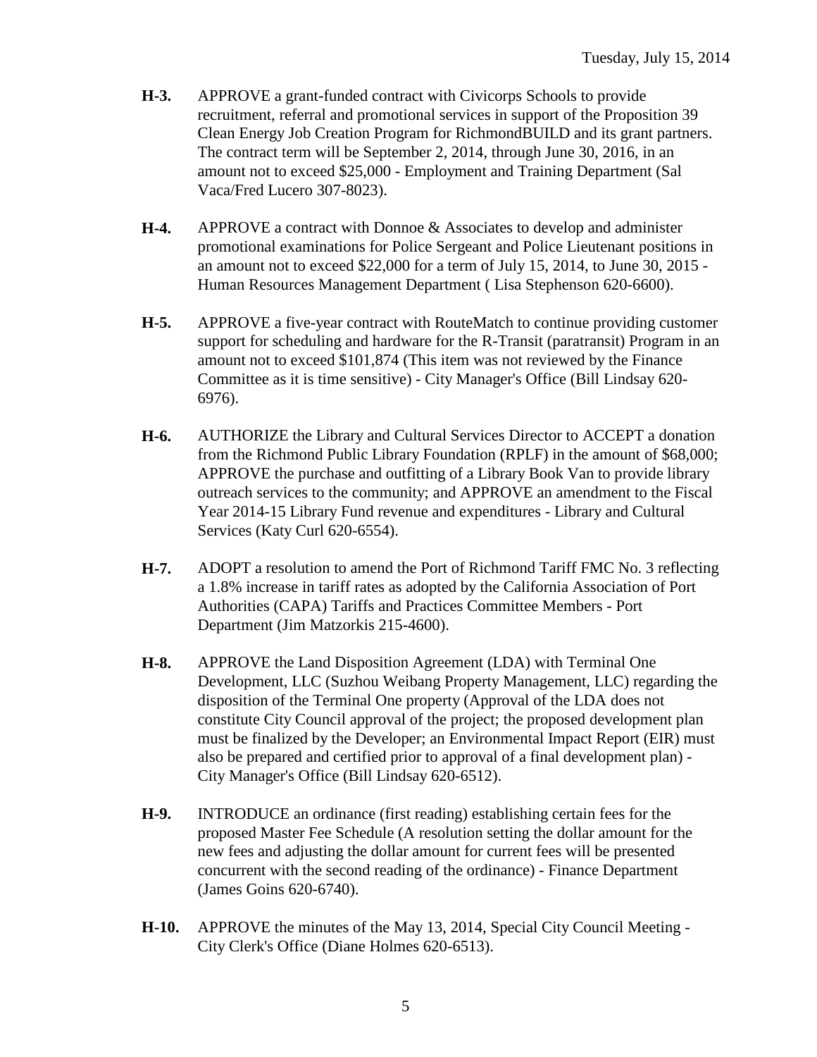**H-3.** APPROVE a grant-funded contract with Civicorps Schools to provide recruitment, referral and promotional services in support of the Proposition 39 Clean Energy Job Creation Program for RichmondBUILD and its grant partners. The contract term will be September 2, 2014, through June 30, 2016, in an amount not to exceed $25,000 - Employment and Training Department (Sal Vaca/Fred Lucero 307-8023).

**H-4.** APPROVE a contract with Donnoe & Associates to develop and administer promotional examinations for Police Sergeant and Police Lieutenant positions in an amount not to exceed $22,000 for a term of July 15, 2014, to June 30, 2015 - Human Resources Management Department ( Lisa Stephenson 620-6600).

**H-5.** APPROVE a five-year contract with RouteMatch to continue providing customer support for scheduling and hardware for the R-Transit (paratransit) Program in an amount not to exceed $101,874 (This item was not reviewed by the Finance Committee as it is time sensitive) - City Manager's Office (Bill Lindsay 620-6976).

**H-6.** AUTHORIZE the Library and Cultural Services Director to ACCEPT a donation from the Richmond Public Library Foundation (RPLF) in the amount of $68,000; APPROVE the purchase and outfitting of a Library Book Van to provide library outreach services to the community; and APPROVE an amendment to the Fiscal Year 2014-15 Library Fund revenue and expenditures - Library and Cultural Services (Katy Curl 620-6554).

**H-7.** ADOPT a resolution to amend the Port of Richmond Tariff FMC No. 3 reflecting a 1.8% increase in tariff rates as adopted by the California Association of Port Authorities (CAPA) Tariffs and Practices Committee Members - Port Department (Jim Matzorkis 215-4600).

**H-8.** APPROVE the Land Disposition Agreement (LDA) with Terminal One Development, LLC (Suzhou Weibang Property Management, LLC) regarding the disposition of the Terminal One property (Approval of the LDA does not constitute City Council approval of the project; the proposed development plan must be finalized by the Developer; an Environmental Impact Report (EIR) must also be prepared and certified prior to approval of a final development plan) - City Manager's Office (Bill Lindsay 620-6512).

**H-9.** INTRODUCE an ordinance (first reading) establishing certain fees for the proposed Master Fee Schedule (A resolution setting the dollar amount for the new fees and adjusting the dollar amount for current fees will be presented concurrent with the second reading of the ordinance) - Finance Department (James Goins 620-6740).

**H-10.** APPROVE the minutes of the May 13, 2014, Special City Council Meeting - City Clerk's Office (Diane Holmes 620-6513).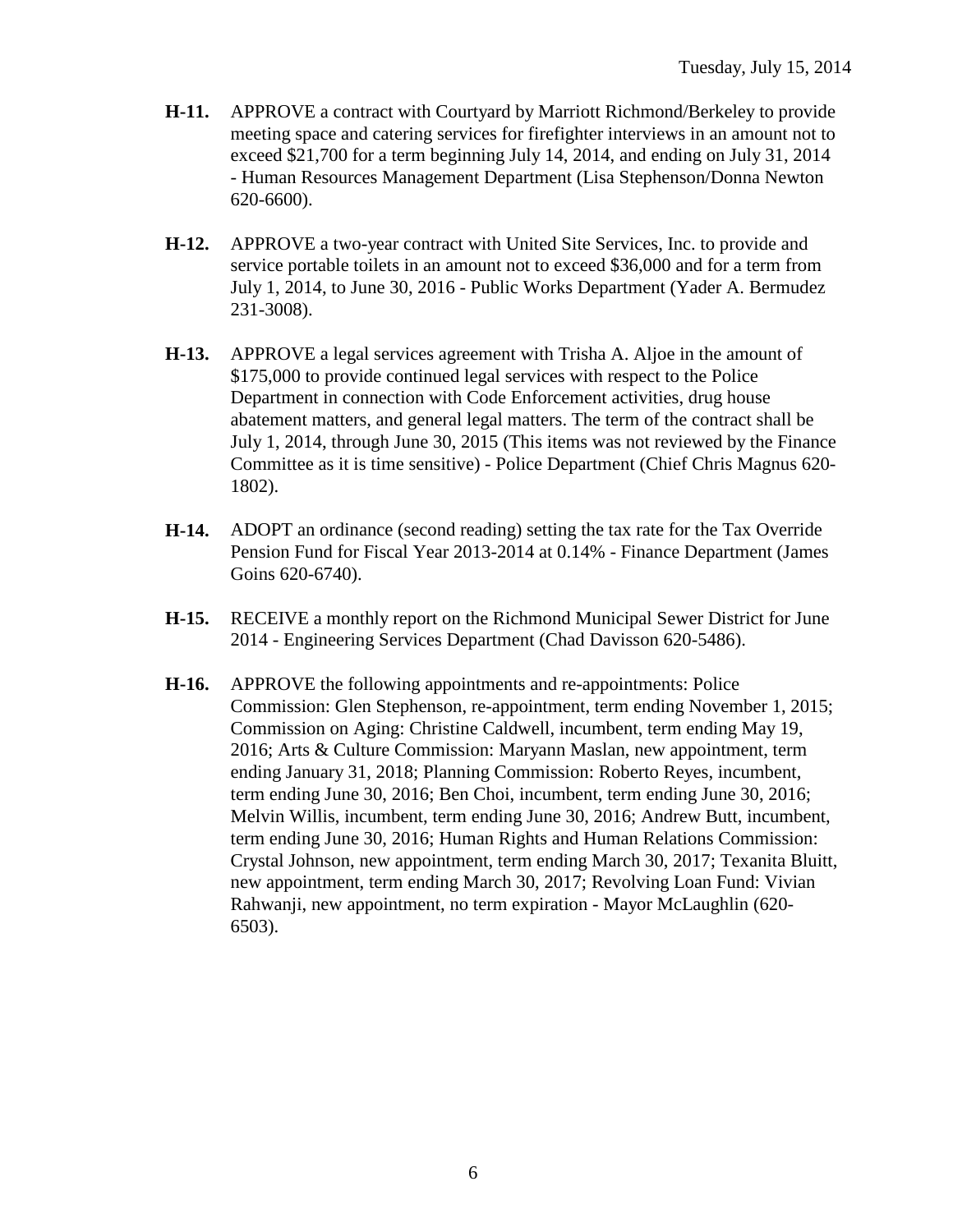**H-11.** APPROVE a contract with Courtyard by Marriott Richmond/Berkeley to provide meeting space and catering services for firefighter interviews in an amount not to exceed $21,700 for a term beginning July 14, 2014, and ending on July 31, 2014 - Human Resources Management Department (Lisa Stephenson/Donna Newton 620-6600).

**H-12.** APPROVE a two-year contract with United Site Services, Inc. to provide and service portable toilets in an amount not to exceed $36,000 and for a term from July 1, 2014, to June 30, 2016 - Public Works Department (Yader A. Bermudez 231-3008).

**H-13.** APPROVE a legal services agreement with Trisha A. Aljoe in the amount of $175,000 to provide continued legal services with respect to the Police Department in connection with Code Enforcement activities, drug house abatement matters, and general legal matters. The term of the contract shall be July 1, 2014, through June 30, 2015 (This items was not reviewed by the Finance Committee as it is time sensitive) - Police Department (Chief Chris Magnus 620-1802).

**H-14.** ADOPT an ordinance (second reading) setting the tax rate for the Tax Override Pension Fund for Fiscal Year 2013-2014 at 0.14% - Finance Department (James Goins 620-6740).

**H-15.** RECEIVE a monthly report on the Richmond Municipal Sewer District for June 2014 - Engineering Services Department (Chad Davisson 620-5486).

**H-16.** APPROVE the following appointments and re-appointments: Police Commission: Glen Stephenson, re-appointment, term ending November 1, 2015; Commission on Aging: Christine Caldwell, incumbent, term ending May 19, 2016; Arts & Culture Commission: Maryann Maslan, new appointment, term ending January 31, 2018; Planning Commission: Roberto Reyes, incumbent, term ending June 30, 2016; Ben Choi, incumbent, term ending June 30, 2016; Melvin Willis, incumbent, term ending June 30, 2016; Andrew Butt, incumbent, term ending June 30, 2016; Human Rights and Human Relations Commission: Crystal Johnson, new appointment, term ending March 30, 2017; Texanita Bluitt, new appointment, term ending March 30, 2017; Revolving Loan Fund: Vivian Rahwanji, new appointment, no term expiration - Mayor McLaughlin (620-6503).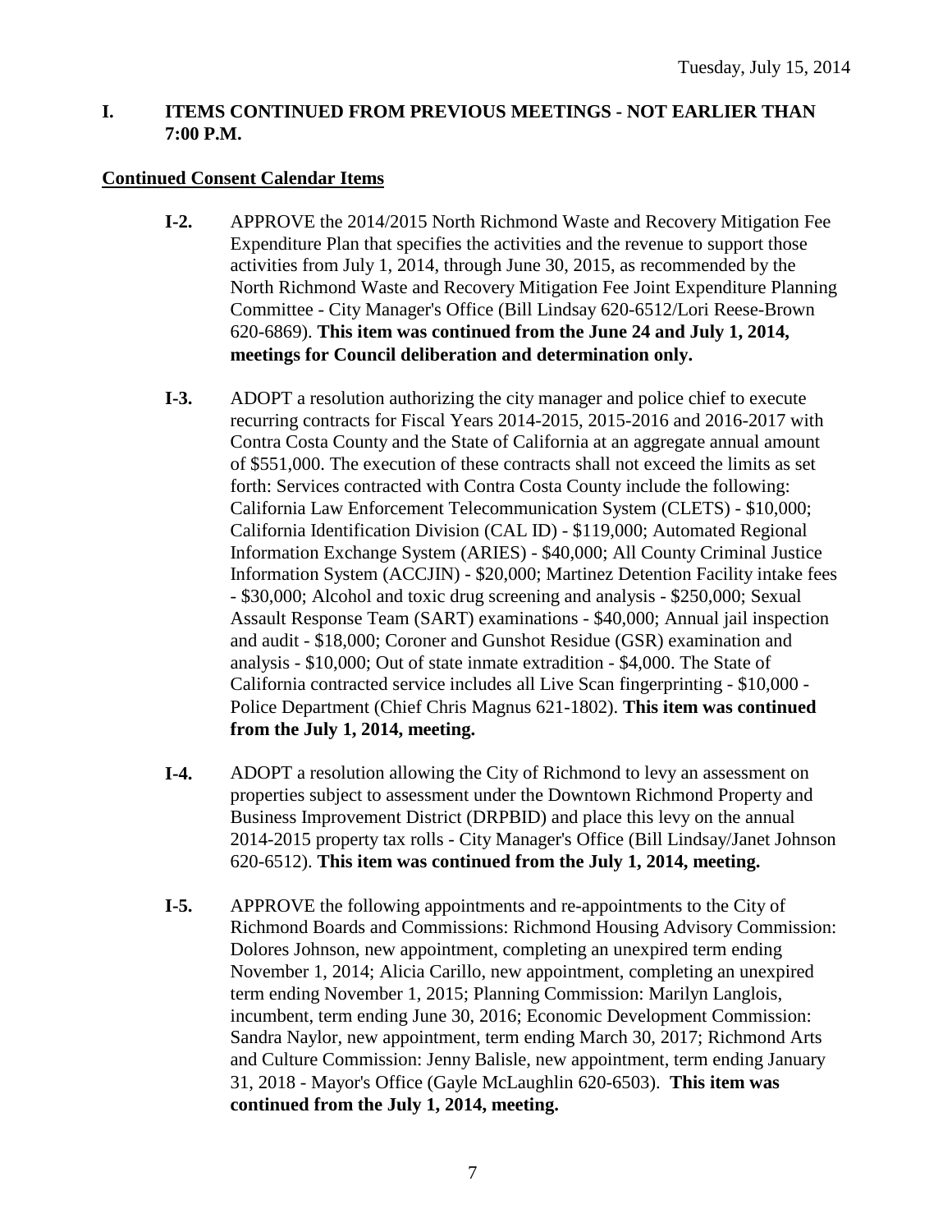## I. ITEMS CONTINUED FROM PREVIOUS MEETINGS - NOT EARLIER THAN 7:00 P.M.

**Continued Consent Calendar Items**

**I-2.** APPROVE the 2014/2015 North Richmond Waste and Recovery Mitigation Fee Expenditure Plan that specifies the activities and the revenue to support those activities from July 1, 2014, through June 30, 2015, as recommended by the North Richmond Waste and Recovery Mitigation Fee Joint Expenditure Planning Committee - City Manager's Office (Bill Lindsay 620-6512/Lori Reese-Brown 620-6869). **This item was continued from the June 24 and July 1, 2014, meetings for Council deliberation and determination only.**

**I-3.** ADOPT a resolution authorizing the city manager and police chief to execute recurring contracts for Fiscal Years 2014-2015, 2015-2016 and 2016-2017 with Contra Costa County and the State of California at an aggregate annual amount of $551,000. The execution of these contracts shall not exceed the limits as set forth: Services contracted with Contra Costa County include the following: California Law Enforcement Telecommunication System (CLETS) - $10,000; California Identification Division (CAL ID) - $119,000; Automated Regional Information Exchange System (ARIES) - $40,000; All County Criminal Justice Information System (ACCJIN) - $20,000; Martinez Detention Facility intake fees - $30,000; Alcohol and toxic drug screening and analysis - $250,000; Sexual Assault Response Team (SART) examinations - $40,000; Annual jail inspection and audit - $18,000; Coroner and Gunshot Residue (GSR) examination and analysis - $10,000; Out of state inmate extradition - $4,000. The State of California contracted service includes all Live Scan fingerprinting - $10,000 - Police Department (Chief Chris Magnus 621-1802). **This item was continued from the July 1, 2014, meeting.**

**I-4.** ADOPT a resolution allowing the City of Richmond to levy an assessment on properties subject to assessment under the Downtown Richmond Property and Business Improvement District (DRPBID) and place this levy on the annual 2014-2015 property tax rolls - City Manager's Office (Bill Lindsay/Janet Johnson 620-6512). **This item was continued from the July 1, 2014, meeting.**

**I-5.** APPROVE the following appointments and re-appointments to the City of Richmond Boards and Commissions: Richmond Housing Advisory Commission: Dolores Johnson, new appointment, completing an unexpired term ending November 1, 2014; Alicia Carillo, new appointment, completing an unexpired term ending November 1, 2015; Planning Commission: Marilyn Langlois, incumbent, term ending June 30, 2016; Economic Development Commission: Sandra Naylor, new appointment, term ending March 30, 2017; Richmond Arts and Culture Commission: Jenny Balisle, new appointment, term ending January 31, 2018 - Mayor's Office (Gayle McLaughlin 620-6503). **This item was continued from the July 1, 2014, meeting.**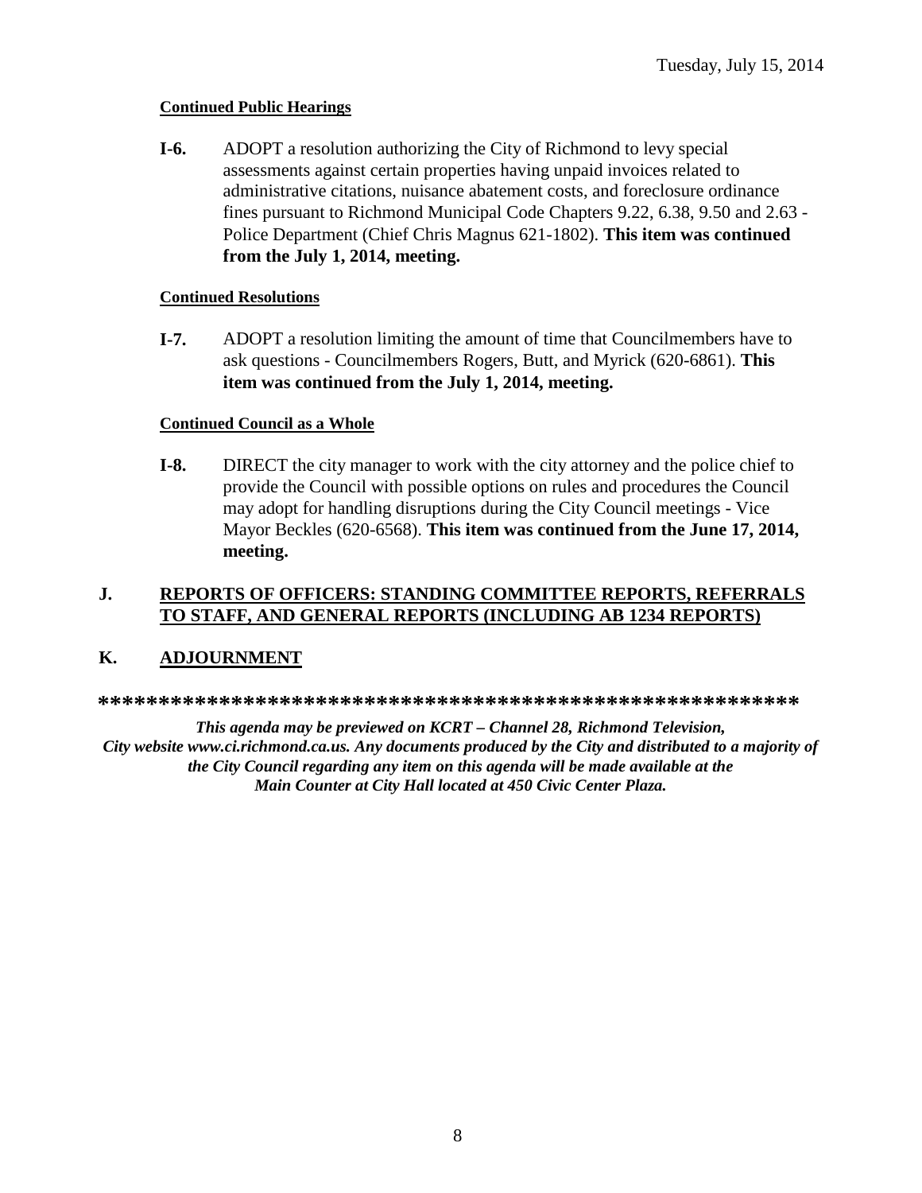**Continued Public Hearings**

**I-6.** ADOPT a resolution authorizing the City of Richmond to levy special assessments against certain properties having unpaid invoices related to administrative citations, nuisance abatement costs, and foreclosure ordinance fines pursuant to Richmond Municipal Code Chapters 9.22, 6.38, 9.50 and 2.63 - Police Department (Chief Chris Magnus 621-1802). **This item was continued from the July 1, 2014, meeting.**

**Continued Resolutions**

**I-7.** ADOPT a resolution limiting the amount of time that Councilmembers have to ask questions - Councilmembers Rogers, Butt, and Myrick (620-6861). **This item was continued from the July 1, 2014, meeting.**

**Continued Council as a Whole**

**I-8.** DIRECT the city manager to work with the city attorney and the police chief to provide the Council with possible options on rules and procedures the Council may adopt for handling disruptions during the City Council meetings - Vice Mayor Beckles (620-6568). **This item was continued from the June 17, 2014, meeting.**

## J. REPORTS OF OFFICERS: STANDING COMMITTEE REPORTS, REFERRALS TO STAFF, AND GENERAL REPORTS (INCLUDING AB 1234 REPORTS)

## K. ADJOURNMENT

**\*\*\*\*\*\*\*\*\*\*\*\*\*\*\*\*\*\*\*\*\*\*\*\*\*\*\*\*\*\*\*\*\*\*\*\*\*\*\*\*\*\*\*\*\*\*\*\*\*\*\*\*\*\*\*\*\*\*\*\*\*\***

***This agenda may be previewed on KCRT – Channel 28, Richmond Television, City website www.ci.richmond.ca.us. Any documents produced by the City and distributed to a majority of the City Council regarding any item on this agenda will be made available at the Main Counter at City Hall located at 450 Civic Center Plaza.***